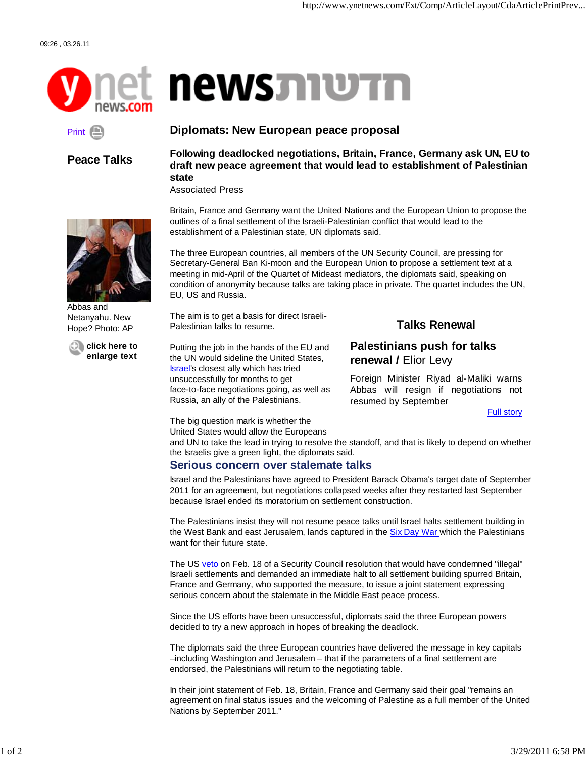09:26 , 03.26.11

Print

**Peace Talks**

# Diplomats: New European peace proposal

**Following deadlocked negotiations, Britain, France, Germany ask UN, EU to draft new peace agreement that would lead to establishment of Palestinian state**

Associated Press

Abbas and Netanyahu. New Hope? Photo: AP

**click here to enlarge text**

Britain, France and Germany want the United Nations and the European Union to propose the outlines of a final settlement of the Israeli-Palestinian conflict that would lead to the establishment of a Palestinian state, UN diplomats said.

The three European countries, all members of the UN Security Council, are pressing for Secretary-General Ban Ki-moon and the European Union to propose a settlement text at a meeting in mid-April of the Quartet of Mideast mediators, the diplomats said, speaking on condition of anonymity because talks are taking place in private. The quartet includes the UN, EU, US and Russia.

The aim is to get a basis for direct Israeli-Palestinian talks to resume.

Putting the job in the hands of the EU and the UN would sideline the United States, Israel's closest ally which has tried unsuccessfully for months to get face-to-face negotiations going, as well as Russia, an ally of the Palestinians.

> **Talks Renewal**
>
> **Palestinians push for talks renewal /** Elior Levy
>
> Foreign Minister Riyad al-Maliki warns Abbas will resign if negotiations not resumed by September
>
> Full story

The big question mark is whether the United States would allow the Europeans and UN to take the lead in trying to resolve the standoff, and that is likely to depend on whether the Israelis give a green light, the diplomats said.

## Serious concern over stalemate talks

Israel and the Palestinians have agreed to President Barack Obama's target date of September 2011 for an agreement, but negotiations collapsed weeks after they restarted last September because Israel ended its moratorium on settlement construction.

The Palestinians insist they will not resume peace talks until Israel halts settlement building in the West Bank and east Jerusalem, lands captured in the Six Day War which the Palestinians want for their future state.

The US veto on Feb. 18 of a Security Council resolution that would have condemned "illegal" Israeli settlements and demanded an immediate halt to all settlement building spurred Britain, France and Germany, who supported the measure, to issue a joint statement expressing serious concern about the stalemate in the Middle East peace process.

Since the US efforts have been unsuccessful, diplomats said the three European powers decided to try a new approach in hopes of breaking the deadlock.

The diplomats said the three European countries have delivered the message in key capitals –including Washington and Jerusalem – that if the parameters of a final settlement are endorsed, the Palestinians will return to the negotiating table.

In their joint statement of Feb. 18, Britain, France and Germany said their goal "remains an agreement on final status issues and the welcoming of Palestine as a full member of the United Nations by September 2011."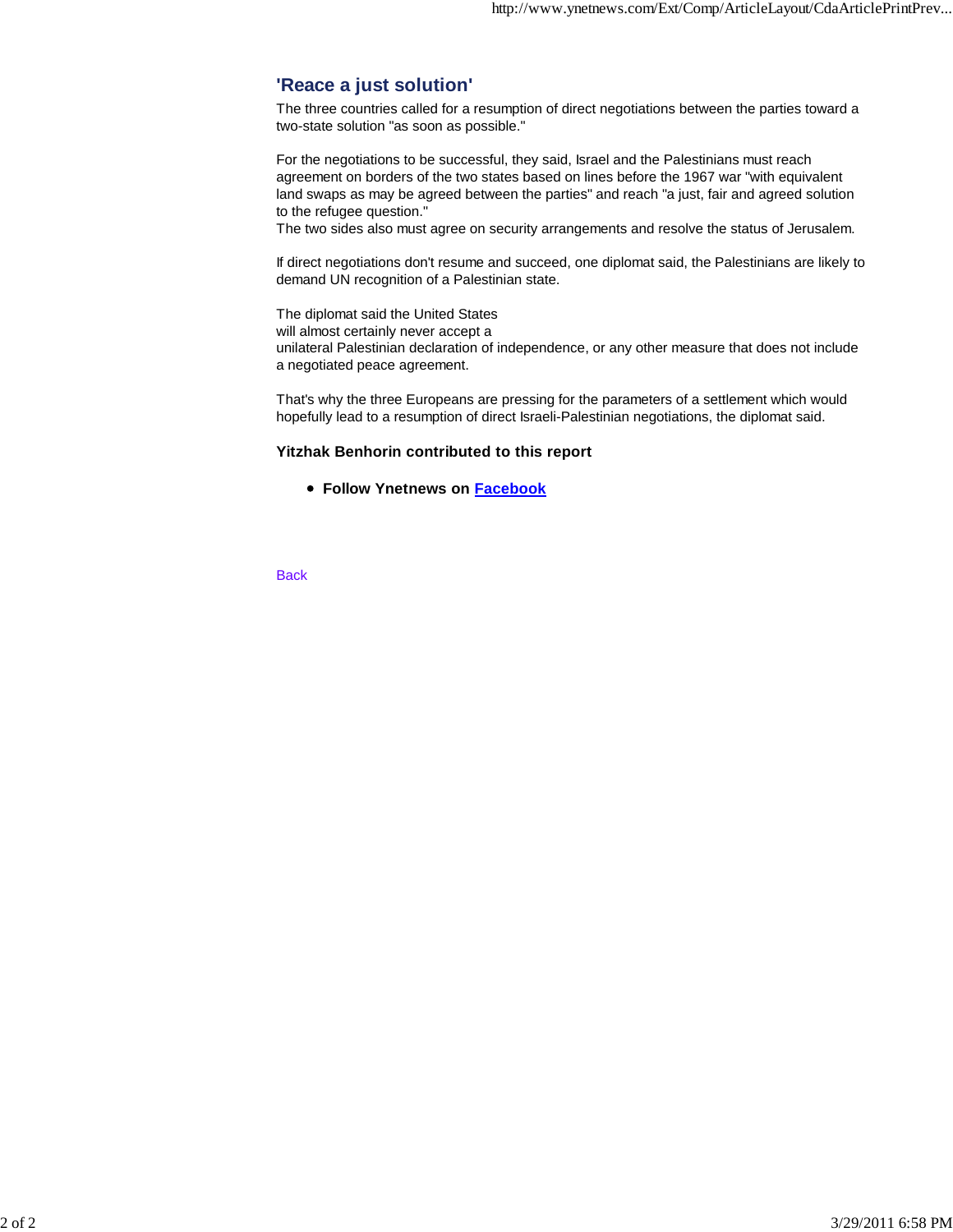## 'Reace a just solution'

The three countries called for a resumption of direct negotiations between the parties toward a two-state solution "as soon as possible."

For the negotiations to be successful, they said, Israel and the Palestinians must reach agreement on borders of the two states based on lines before the 1967 war "with equivalent land swaps as may be agreed between the parties" and reach "a just, fair and agreed solution to the refugee question."
The two sides also must agree on security arrangements and resolve the status of Jerusalem.

If direct negotiations don't resume and succeed, one diplomat said, the Palestinians are likely to demand UN recognition of a Palestinian state.

The diplomat said the United States will almost certainly never accept a unilateral Palestinian declaration of independence, or any other measure that does not include a negotiated peace agreement.

That's why the three Europeans are pressing for the parameters of a settlement which would hopefully lead to a resumption of direct Israeli-Palestinian negotiations, the diplomat said.

**Yitzhak Benhorin contributed to this report**

- **Follow Ynetnews on Facebook**

Back